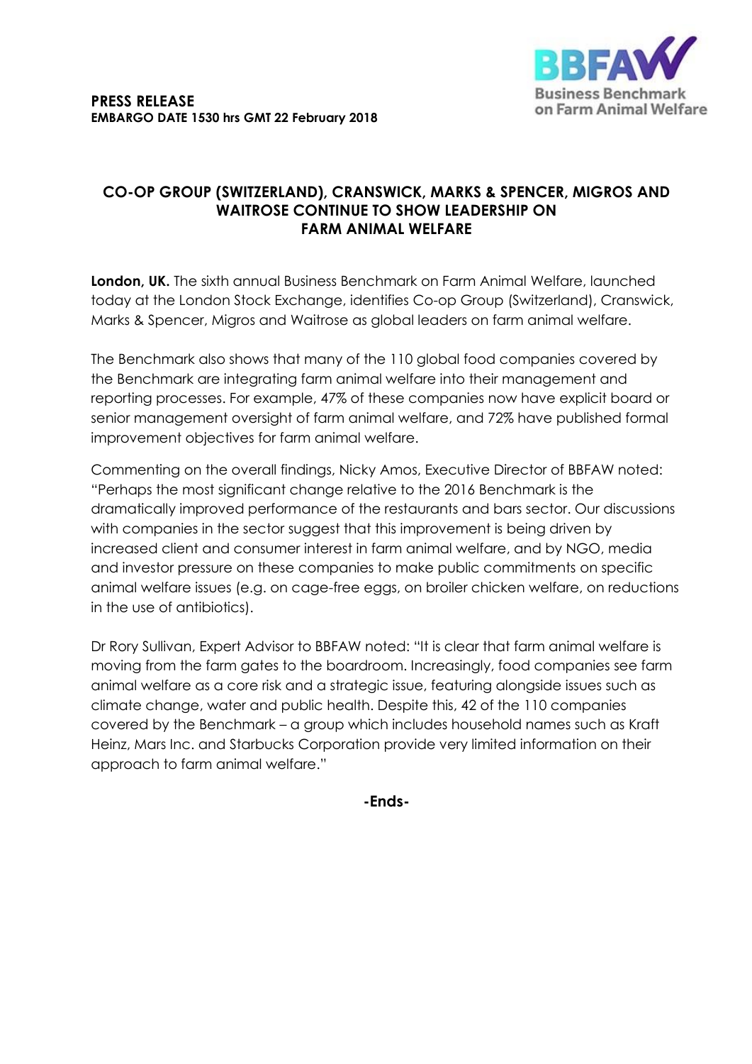**PRESS RELEASE**
**EMBARGO DATE 1530 hrs GMT 22 February 2018**

Business Benchmark on Farm Animal Welfare

## CO-OP GROUP (SWITZERLAND), CRANSWICK, MARKS & SPENCER, MIGROS AND WAITROSE CONTINUE TO SHOW LEADERSHIP ON FARM ANIMAL WELFARE

**London, UK.** The sixth annual Business Benchmark on Farm Animal Welfare, launched today at the London Stock Exchange, identifies Co-op Group (Switzerland), Cranswick, Marks & Spencer, Migros and Waitrose as global leaders on farm animal welfare.

The Benchmark also shows that many of the 110 global food companies covered by the Benchmark are integrating farm animal welfare into their management and reporting processes. For example, 47% of these companies now have explicit board or senior management oversight of farm animal welfare, and 72% have published formal improvement objectives for farm animal welfare.

Commenting on the overall findings, Nicky Amos, Executive Director of BBFAW noted: "Perhaps the most significant change relative to the 2016 Benchmark is the dramatically improved performance of the restaurants and bars sector. Our discussions with companies in the sector suggest that this improvement is being driven by increased client and consumer interest in farm animal welfare, and by NGO, media and investor pressure on these companies to make public commitments on specific animal welfare issues (e.g. on cage-free eggs, on broiler chicken welfare, on reductions in the use of antibiotics).

Dr Rory Sullivan, Expert Advisor to BBFAW noted: "It is clear that farm animal welfare is moving from the farm gates to the boardroom. Increasingly, food companies see farm animal welfare as a core risk and a strategic issue, featuring alongside issues such as climate change, water and public health. Despite this, 42 of the 110 companies covered by the Benchmark – a group which includes household names such as Kraft Heinz, Mars Inc. and Starbucks Corporation provide very limited information on their approach to farm animal welfare."

**-Ends-**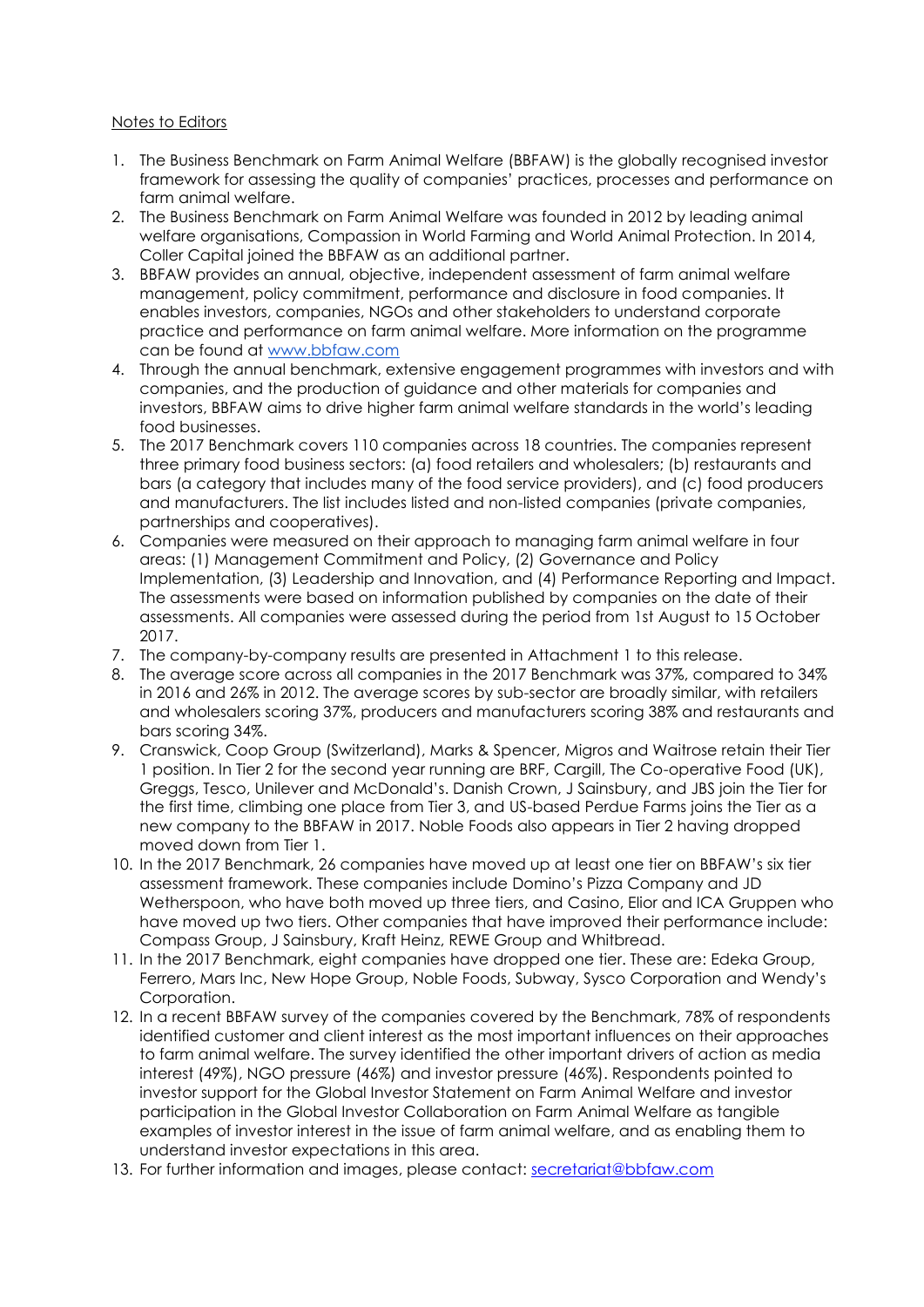Notes to Editors

1. The Business Benchmark on Farm Animal Welfare (BBFAW) is the globally recognised investor framework for assessing the quality of companies' practices, processes and performance on farm animal welfare.
2. The Business Benchmark on Farm Animal Welfare was founded in 2012 by leading animal welfare organisations, Compassion in World Farming and World Animal Protection. In 2014, Coller Capital joined the BBFAW as an additional partner.
3. BBFAW provides an annual, objective, independent assessment of farm animal welfare management, policy commitment, performance and disclosure in food companies. It enables investors, companies, NGOs and other stakeholders to understand corporate practice and performance on farm animal welfare. More information on the programme can be found at [www.bbfaw.com](http://www.bbfaw.com)
4. Through the annual benchmark, extensive engagement programmes with investors and with companies, and the production of guidance and other materials for companies and investors, BBFAW aims to drive higher farm animal welfare standards in the world's leading food businesses.
5. The 2017 Benchmark covers 110 companies across 18 countries. The companies represent three primary food business sectors: (a) food retailers and wholesalers; (b) restaurants and bars (a category that includes many of the food service providers), and (c) food producers and manufacturers. The list includes listed and non-listed companies (private companies, partnerships and cooperatives).
6. Companies were measured on their approach to managing farm animal welfare in four areas: (1) Management Commitment and Policy, (2) Governance and Policy Implementation, (3) Leadership and Innovation, and (4) Performance Reporting and Impact. The assessments were based on information published by companies on the date of their assessments. All companies were assessed during the period from 1st August to 15 October 2017.
7. The company-by-company results are presented in Attachment 1 to this release.
8. The average score across all companies in the 2017 Benchmark was 37%, compared to 34% in 2016 and 26% in 2012. The average scores by sub-sector are broadly similar, with retailers and wholesalers scoring 37%, producers and manufacturers scoring 38% and restaurants and bars scoring 34%.
9. Cranswick, Coop Group (Switzerland), Marks & Spencer, Migros and Waitrose retain their Tier 1 position. In Tier 2 for the second year running are BRF, Cargill, The Co-operative Food (UK), Greggs, Tesco, Unilever and McDonald's. Danish Crown, J Sainsbury, and JBS join the Tier for the first time, climbing one place from Tier 3, and US-based Perdue Farms joins the Tier as a new company to the BBFAW in 2017. Noble Foods also appears in Tier 2 having dropped moved down from Tier 1.
10. In the 2017 Benchmark, 26 companies have moved up at least one tier on BBFAW's six tier assessment framework. These companies include Domino's Pizza Company and JD Wetherspoon, who have both moved up three tiers, and Casino, Elior and ICA Gruppen who have moved up two tiers. Other companies that have improved their performance include: Compass Group, J Sainsbury, Kraft Heinz, REWE Group and Whitbread.
11. In the 2017 Benchmark, eight companies have dropped one tier. These are: Edeka Group, Ferrero, Mars Inc, New Hope Group, Noble Foods, Subway, Sysco Corporation and Wendy's Corporation.
12. In a recent BBFAW survey of the companies covered by the Benchmark, 78% of respondents identified customer and client interest as the most important influences on their approaches to farm animal welfare. The survey identified the other important drivers of action as media interest (49%), NGO pressure (46%) and investor pressure (46%). Respondents pointed to investor support for the Global Investor Statement on Farm Animal Welfare and investor participation in the Global Investor Collaboration on Farm Animal Welfare as tangible examples of investor interest in the issue of farm animal welfare, and as enabling them to understand investor expectations in this area.
13. For further information and images, please contact: [secretariat@bbfaw.com](mailto:secretariat@bbfaw.com)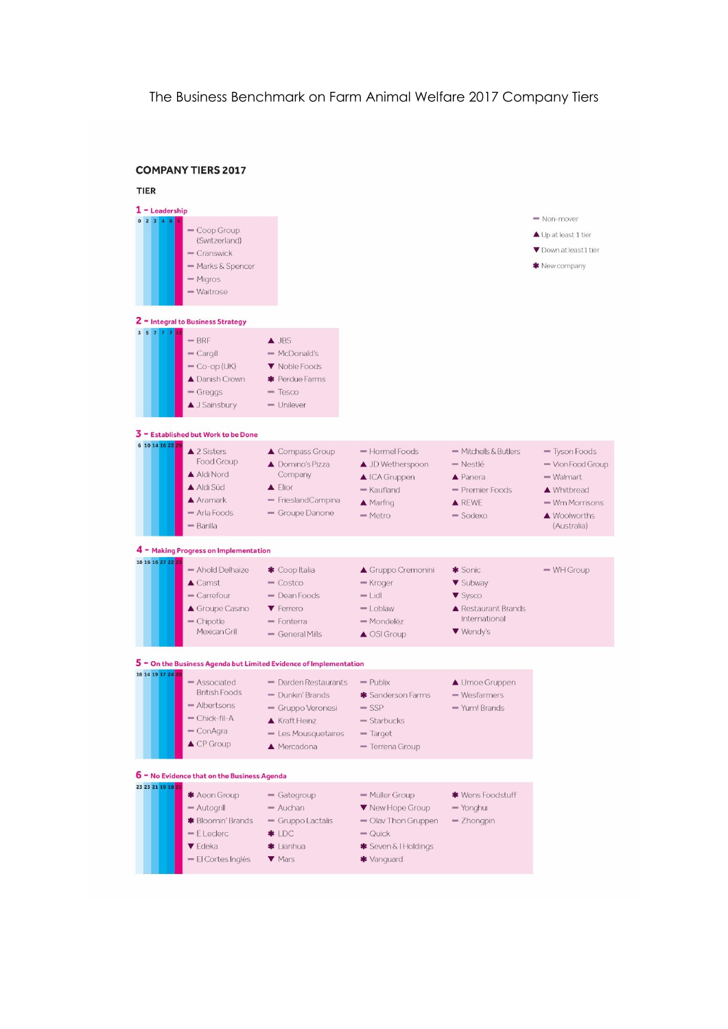The Business Benchmark on Farm Animal Welfare 2017 Company Tiers

## COMPANY TIERS 2017

TIER

— Non-mover
▲ Up at least 1 tier
▼ Down at least 1 tier
✱ New company

### 1 – Leadership

0 2 3 4 6 5

- — Coop Group (Switzerland)
- — Cranswick
- — Marks & Spencer
- — Migros
- — Waitrose

### 2 – Integral to Business Strategy

3 5 7 7 7 12

- — BRF
- — Cargill
- — Co-op (UK)
- ▲ Danish Crown
- — Greggs
- ▲ J Sainsbury
- ▲ JBS
- — McDonald's
- ▼ Noble Foods
- ✱ Perdue Farms
- — Tesco
- — Unilever

### 3 – Established but Work to be Done

6 10 14 16 22 29

- ▲ 2 Sisters Food Group
- ▲ Aldi Nord
- ▲ Aldi Süd
- ▲ Aramark
- — Arla Foods
- — Barilla
- ▲ Compass Group
- ▲ Domino's Pizza Company
- ▲ Elior
- — FrieslandCampina
- — Groupe Danone
- — Hormel Foods
- ▲ JD Wetherspoon
- ▲ ICA Gruppen
- — Kaufland
- ▲ Marfrig
- — Metro
- — Mitchells & Butlers
- — Nestlé
- ▲ Panera
- — Premier Foods
- ▲ REWE
- — Sodexo
- — Tyson Foods
- — Vion Food Group
- — Walmart
- ▲ Whitbread
- — Wm Morrisons
- ▲ Woolworths (Australia)

### 4 – Making Progress on Implementation

18 16 16 27 22 23

- — Ahold Delhaize
- ▲ Camst
- — Carrefour
- ▲ Groupe Casino
- — Chipotle Mexican Grill
- ✱ Coop Italia
- — Costco
- — Dean Foods
- ▼ Ferrero
- — Fonterra
- — General Mills
- ▲ Gruppo Cremonini
- — Kroger
- — Lidl
- — Loblaw
- — Mondelēz
- ▲ OSI Group
- ✱ Sonic
- ▼ Subway
- ▼ Sysco
- ▲ Restaurant Brands International
- ▼ Wendy's
- — WH Group

### 5 – On the Business Agenda but Limited Evidence of Implementation

18 14 19 17 24 20

- — Associated British Foods
- — Albertsons
- — Chick-fil-A
- — ConAgra
- ▲ CP Group
- — Darden Restaurants
- — Dunkin' Brands
- — Gruppo Veronesi
- ▲ Kraft Heinz
- — Les Mousquetaires
- ▲ Mercadona
- — Publix
- ✱ Sanderson Farms
- — SSP
- — Starbucks
- — Target
- — Terrena Group
- ▲ Umoe Gruppen
- — Wesfarmers
- — Yum! Brands

### 6 – No Evidence that on the Business Agenda

23 23 21 19 18 21

- ✱ Aeon Group
- — Autogrill
- ✱ Bloomin' Brands
- — E Leclerc
- ▼ Edeka
- — El Cortes Inglés
- — Gategroup
- — Auchan
- — Gruppo Lactalis
- ✱ LDC
- ✱ Lianhua
- ▼ Mars
- — Müller Group
- ▼ New Hope Group
- — Olav Thon Gruppen
- — Quick
- ✱ Seven & I Holdings
- ✱ Vanguard
- ✱ Wens Foodstuff
- — Yonghui
- — Zhongpin